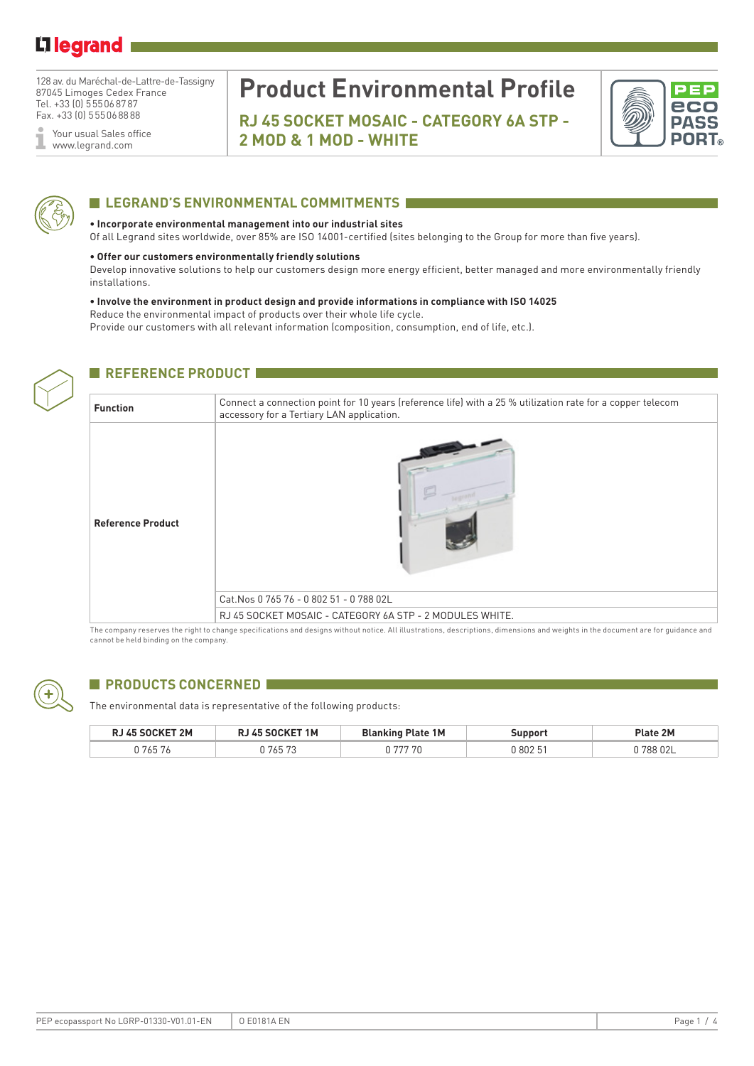128 av. du Maréchal-de-Lattre-de-Tassigny
87045 Limoges Cedex France
Tel. +33 (0) 5 55 06 87 87
Fax. +33 (0) 5 55 06 88 88

Your usual Sales office
www.legrand.com

# Product Environmental Profile

## RJ 45 SOCKET MOSAIC - CATEGORY 6A STP - 2 MOD & 1 MOD - WHITE

## LEGRAND'S ENVIRONMENTAL COMMITMENTS

**• Incorporate environmental management into our industrial sites**
Of all Legrand sites worldwide, over 85% are ISO 14001-certified (sites belonging to the Group for more than five years).

**• Offer our customers environmentally friendly solutions**
Develop innovative solutions to help our customers design more energy efficient, better managed and more environmentally friendly installations.

**• Involve the environment in product design and provide informations in compliance with ISO 14025**
Reduce the environmental impact of products over their whole life cycle.
Provide our customers with all relevant information (composition, consumption, end of life, etc.).

## REFERENCE PRODUCT

| | |
|---|---|
| **Function** | Connect a connection point for 10 years (reference life) with a 25 % utilization rate for a copper telecom accessory for a Tertiary LAN application. |
| **Reference Product** | Cat.Nos 0 765 76 - 0 802 51 - 0 788 02L |
| | RJ 45 SOCKET MOSAIC - CATEGORY 6A STP - 2 MODULES WHITE. |

The company reserves the right to change specifications and designs without notice. All illustrations, descriptions, dimensions and weights in the document are for guidance and cannot be held binding on the company.

## PRODUCTS CONCERNED

The environmental data is representative of the following products:

| RJ 45 SOCKET 2M | RJ 45 SOCKET 1M | Blanking Plate 1M | Support | Plate 2M |
|---|---|---|---|---|
| 0 765 76 | 0 765 73 | 0 777 70 | 0 802 51 | 0 788 02L |

PEP ecopassport No LGRP-01330-V01.01-EN | 0 E0181A EN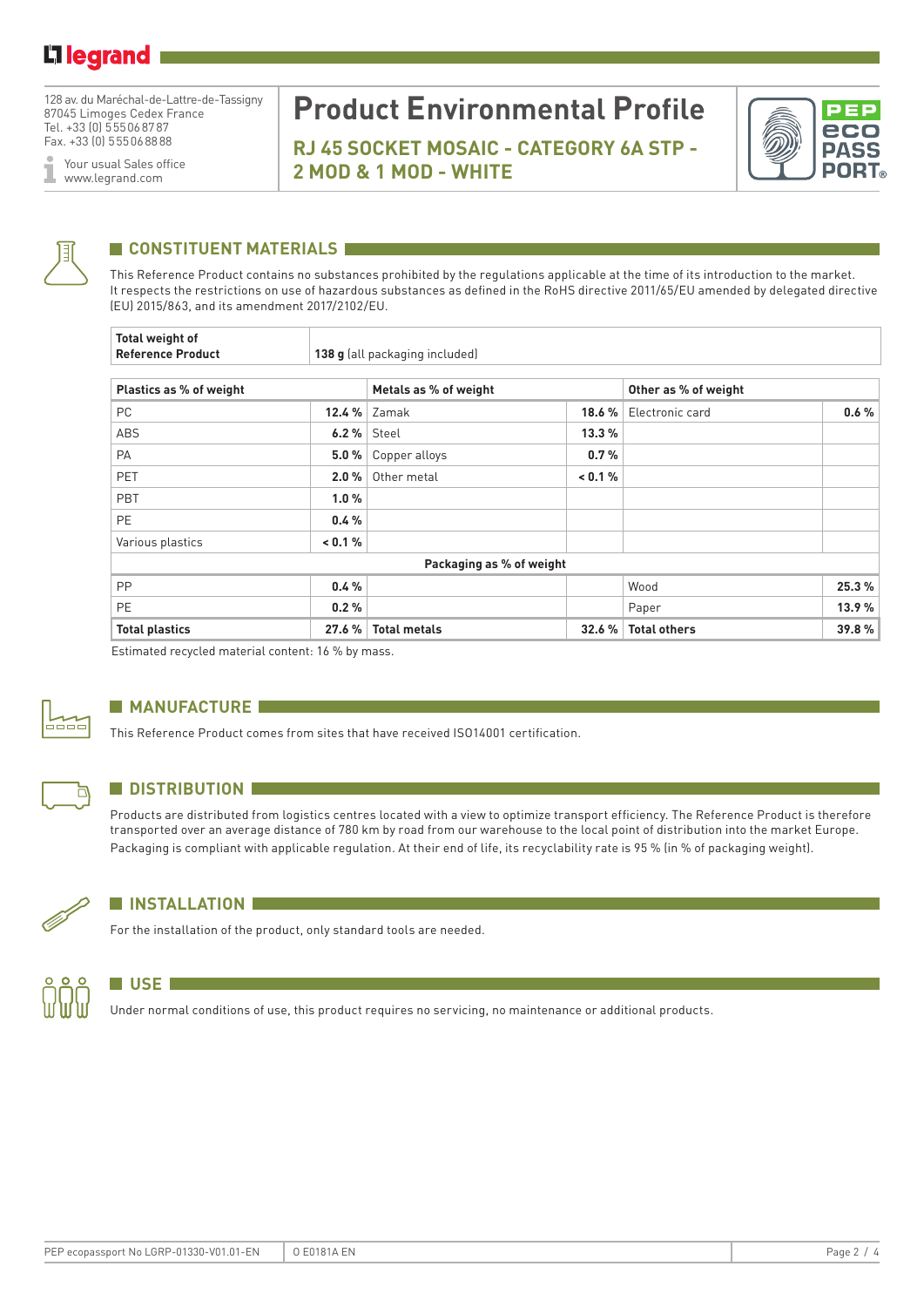128 av. du Maréchal-de-Lattre-de-Tassigny
87045 Limoges Cedex France
Tel. +33 (0) 5 55 06 87 87
Fax. +33 (0) 5 55 06 88 88

Your usual Sales office
www.legrand.com

# Product Environmental Profile

## RJ 45 SOCKET MOSAIC - CATEGORY 6A STP - 2 MOD & 1 MOD - WHITE

## CONSTITUENT MATERIALS

This Reference Product contains no substances prohibited by the regulations applicable at the time of its introduction to the market. It respects the restrictions on use of hazardous substances as defined in the RoHS directive 2011/65/EU amended by delegated directive (EU) 2015/863, and its amendment 2017/2102/EU.

| Total weight of Reference Product | **138 g** (all packaging included) |
|---|---|

| Plastics as % of weight | | Metals as % of weight | | Other as % of weight | |
|---|---|---|---|---|---|
| PC | **12.4 %** | Zamak | **18.6 %** | Electronic card | **0.6 %** |
| ABS | **6.2 %** | Steel | **13.3 %** | | |
| PA | **5.0 %** | Copper alloys | **0.7 %** | | |
| PET | **2.0 %** | Other metal | **< 0.1 %** | | |
| PBT | **1.0 %** | | | | |
| PE | **0.4 %** | | | | |
| Various plastics | **< 0.1 %** | | | | |
| **Packaging as % of weight** | | | | | |
| PP | **0.4 %** | | | Wood | **25.3 %** |
| PE | **0.2 %** | | | Paper | **13.9 %** |
| **Total plastics** | **27.6 %** | **Total metals** | **32.6 %** | **Total others** | **39.8 %** |

Estimated recycled material content: 16 % by mass.

## MANUFACTURE

This Reference Product comes from sites that have received ISO14001 certification.

## DISTRIBUTION

Products are distributed from logistics centres located with a view to optimize transport efficiency. The Reference Product is therefore transported over an average distance of 780 km by road from our warehouse to the local point of distribution into the market Europe.
Packaging is compliant with applicable regulation. At their end of life, its recyclability rate is 95 % (in % of packaging weight).

## INSTALLATION

For the installation of the product, only standard tools are needed.

## USE

Under normal conditions of use, this product requires no servicing, no maintenance or additional products.

PEP ecopassport No LGRP-01330-V01.01-EN | O E0181A EN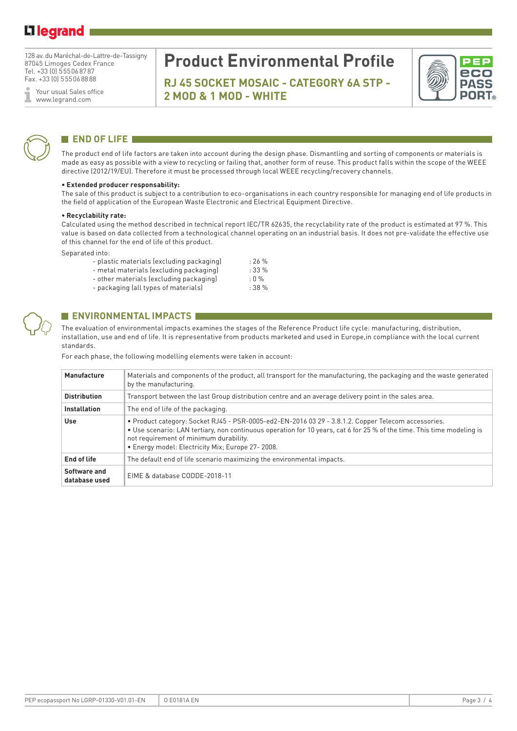## END OF LIFE

The product end of life factors are taken into account during the design phase. Dismantling and sorting of components or materials is made as easy as possible with a view to recycling or failing that, another form of reuse. This product falls within the scope of the WEEE directive (2012/19/EU). Therefore it must be processed through local WEEE recycling/recovery channels.

**• Extended producer responsability:**

The sale of this product is subject to a contribution to eco-organisations in each country responsible for managing end of life products in the field of application of the European Waste Electronic and Electrical Equipment Directive.

**• Recyclability rate:**

Calculated using the method described in technical report IEC/TR 62635, the recyclability rate of the product is estimated at 97 %. This value is based on data collected from a technological channel operating on an industrial basis. It does not pre-validate the effective use of this channel for the end of life of this product.

Separated into:

- plastic materials (excluding packaging) : 26 %
- metal materials (excluding packaging) : 33 %
- other materials (excluding packaging) : 0 %
- packaging (all types of materials) : 38 %

## ENVIRONMENTAL IMPACTS

The evaluation of environmental impacts examines the stages of the Reference Product life cycle: manufacturing, distribution, installation, use and end of life. It is representative from products marketed and used in Europe,in compliance with the local current standards.

For each phase, the following modelling elements were taken in account:

| | |
|---|---|
| **Manufacture** | Materials and components of the product, all transport for the manufacturing, the packaging and the waste generated by the manufacturing. |
| **Distribution** | Transport between the last Group distribution centre and an average delivery point in the sales area. |
| **Installation** | The end of life of the packaging. |
| **Use** | • Product category: Socket RJ45 - PSR-0005-ed2-EN-2016 03 29 - 3.8.1.2. Copper Telecom accessories.<br>• Use scenario: LAN tertiary, non continuous operation for 10 years, cat 6 for 25 % of the time. This time modeling is not requirement of minimum durability.<br>• Energy model: Electricity Mix; Europe 27- 2008. |
| **End of life** | The default end of life scenario maximizing the environmental impacts. |
| **Software and database used** | EIME & database CODDE-2018-11 |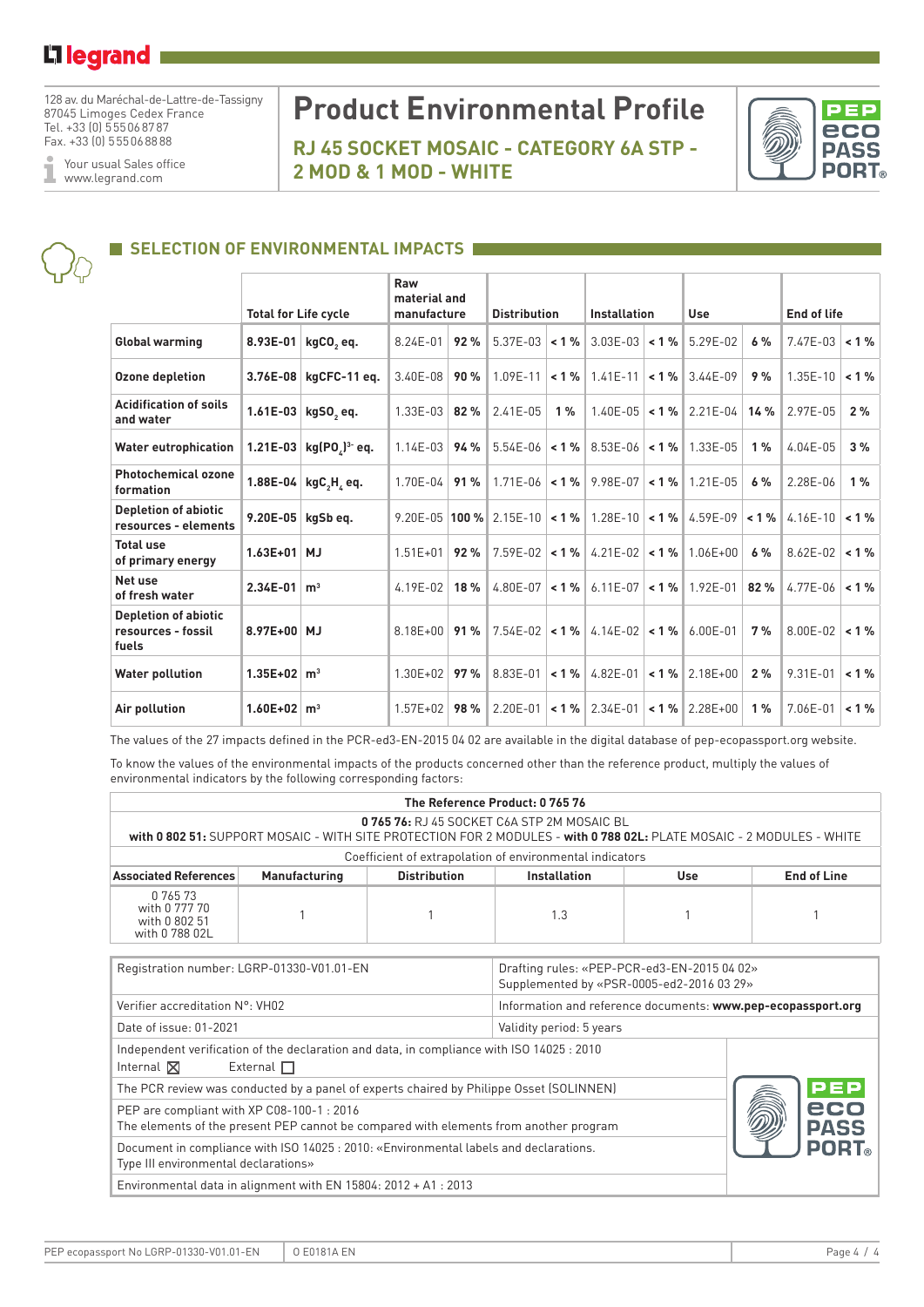128 av. du Maréchal-de-Lattre-de-Tassigny
87045 Limoges Cedex France
Tel. +33 (0) 5 55 06 87 87
Fax. +33 (0) 5 55 06 88 88

Your usual Sales office
www.legrand.com

# Product Environmental Profile

## RJ 45 SOCKET MOSAIC - CATEGORY 6A STP - 2 MOD & 1 MOD - WHITE

## SELECTION OF ENVIRONMENTAL IMPACTS

| | Total for Life cycle | | Raw material and manufacture | | Distribution | | Installation | | Use | | End of life | |
|---|---|---|---|---|---|---|---|---|---|---|---|---|
| **Global warming** | **8.93E-01** | **$kgCO_2$ eq.** | 8.24E-01 | **92 %** | 5.37E-03 | **< 1 %** | 3.03E-03 | **< 1 %** | 5.29E-02 | **6 %** | 7.47E-03 | **< 1 %** |
| **Ozone depletion** | **3.76E-08** | **kgCFC-11 eq.** | 3.40E-08 | **90 %** | 1.09E-11 | **< 1 %** | 1.41E-11 | **< 1 %** | 3.44E-09 | **9 %** | 1.35E-10 | **< 1 %** |
| **Acidification of soils and water** | **1.61E-03** | **$kgSO_2$ eq.** | 1.33E-03 | **82 %** | 2.41E-05 | **1 %** | 1.40E-05 | **< 1 %** | 2.21E-04 | **14 %** | 2.97E-05 | **2 %** |
| **Water eutrophication** | **1.21E-03** | **$kg(PO_4)^{3-}$ eq.** | 1.14E-03 | **94 %** | 5.54E-06 | **< 1 %** | 8.53E-06 | **< 1 %** | 1.33E-05 | **1 %** | 4.04E-05 | **3 %** |
| **Photochemical ozone formation** | **1.88E-04** | **$kgC_2H_4$ eq.** | 1.70E-04 | **91 %** | 1.71E-06 | **< 1 %** | 9.98E-07 | **< 1 %** | 1.21E-05 | **6 %** | 2.28E-06 | **1 %** |
| **Depletion of abiotic resources - elements** | **9.20E-05** | **kgSb eq.** | 9.20E-05 | **100 %** | 2.15E-10 | **< 1 %** | 1.28E-10 | **< 1 %** | 4.59E-09 | **< 1 %** | 4.16E-10 | **< 1 %** |
| **Total use of primary energy** | **1.63E+01** | **MJ** | 1.51E+01 | **92 %** | 7.59E-02 | **< 1 %** | 4.21E-02 | **< 1 %** | 1.06E+00 | **6 %** | 8.62E-02 | **< 1 %** |
| **Net use of fresh water** | **2.34E-01** | **$m^3$** | 4.19E-02 | **18 %** | 4.80E-07 | **< 1 %** | 6.11E-07 | **< 1 %** | 1.92E-01 | **82 %** | 4.77E-06 | **< 1 %** |
| **Depletion of abiotic resources - fossil fuels** | **8.97E+00** | **MJ** | 8.18E+00 | **91 %** | 7.54E-02 | **< 1 %** | 4.14E-02 | **< 1 %** | 6.00E-01 | **7 %** | 8.00E-02 | **< 1 %** |
| **Water pollution** | **1.35E+02** | **$m^3$** | 1.30E+02 | **97 %** | 8.83E-01 | **< 1 %** | 4.82E-01 | **< 1 %** | 2.18E+00 | **2 %** | 9.31E-01 | **< 1 %** |
| **Air pollution** | **1.60E+02** | **$m^3$** | 1.57E+02 | **98 %** | 2.20E-01 | **< 1 %** | 2.34E-01 | **< 1 %** | 2.28E+00 | **1 %** | 7.06E-01 | **< 1 %** |

The values of the 27 impacts defined in the PCR-ed3-EN-2015 04 02 are available in the digital database of pep-ecopassport.org website.

To know the values of the environmental impacts of the products concerned other than the reference product, multiply the values of environmental indicators by the following corresponding factors:

| The Reference Product: 0 765 76 | | | | | |
|---|---|---|---|---|---|
| **0 765 76:** RJ 45 SOCKET C6A STP 2M MOSAIC BL **with 0 802 51:** SUPPORT MOSAIC - WITH SITE PROTECTION FOR 2 MODULES - **with 0 788 02L:** PLATE MOSAIC - 2 MODULES - WHITE | | | | | |
| Coefficient of extrapolation of environmental indicators | | | | | |
| **Associated References** | **Manufacturing** | **Distribution** | **Installation** | **Use** | **End of Line** |
| 0 765 73 with 0 777 70 with 0 802 51 with 0 788 02L | 1 | 1 | 1.3 | 1 | 1 |

| | |
|---|---|
| Registration number: LGRP-01330-V01.01-EN | Drafting rules: «PEP-PCR-ed3-EN-2015 04 02» Supplemented by «PSR-0005-ed2-2016 03 29» |
| Verifier accreditation N°: VH02 | Information and reference documents: **www.pep-ecopassport.org** |
| Date of issue: 01-2021 | Validity period: 5 years |
| Independent verification of the declaration and data, in compliance with ISO 14025 : 2010 Internal ☒ External ☐ | |
| The PCR review was conducted by a panel of experts chaired by Philippe Osset (SOLINNEN) | |
| PEP are compliant with XP C08-100-1 : 2016 The elements of the present PEP cannot be compared with elements from another program | |
| Document in compliance with ISO 14025 : 2010: «Environmental labels and declarations. Type III environmental declarations» | |
| Environmental data in alignment with EN 15804: 2012 + A1 : 2013 | |

PEP ecopassport No LGRP-01330-V01.01-EN | O E0181A EN